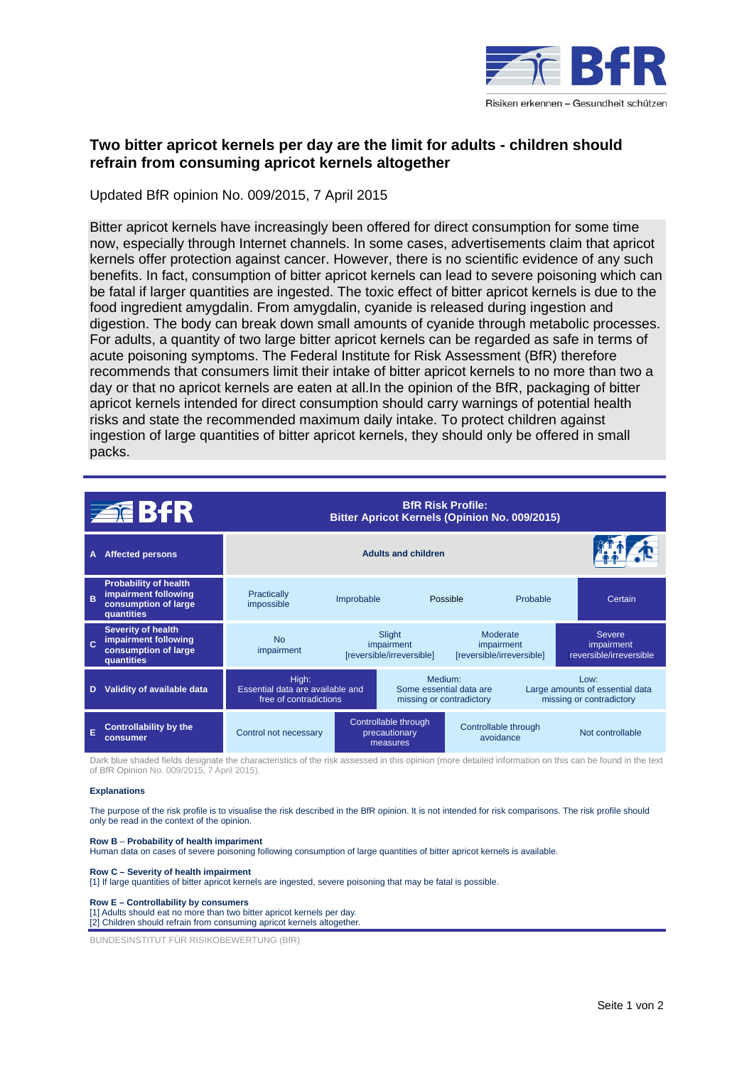# Two bitter apricot kernels per day are the limit for adults - children should refrain from consuming apricot kernels altogether

Updated BfR opinion No. 009/2015, 7 April 2015

Bitter apricot kernels have increasingly been offered for direct consumption for some time now, especially through Internet channels. In some cases, advertisements claim that apricot kernels offer protection against cancer. However, there is no scientific evidence of any such benefits. In fact, consumption of bitter apricot kernels can lead to severe poisoning which can be fatal if larger quantities are ingested. The toxic effect of bitter apricot kernels is due to the food ingredient amygdalin. From amygdalin, cyanide is released during ingestion and digestion. The body can break down small amounts of cyanide through metabolic processes. For adults, a quantity of two large bitter apricot kernels can be regarded as safe in terms of acute poisoning symptoms. The Federal Institute for Risk Assessment (BfR) therefore recommends that consumers limit their intake of bitter apricot kernels to no more than two a day or that no apricot kernels are eaten at all.In the opinion of the BfR, packaging of bitter apricot kernels intended for direct consumption should carry warnings of potential health risks and state the recommended maximum daily intake. To protect children against ingestion of large quantities of bitter apricot kernels, they should only be offered in small packs.

**BfR Risk Profile: Bitter Apricot Kernels (Opinion No. 009/2015)**

| | | | | | |
|---|---|---|---|---|---|
| **A** | **Affected persons** | **Adults and children** | | | |
| **B** | **Probability of health impairment following consumption of large quantities** | Practically impossible | Improbable | Possible | Probable | Certain |
| **C** | **Severity of health impairment following consumption of large quantities** | No impairment | Slight impairment [reversible/irreversible] | Moderate impairment [reversible/irreversible] | Severe impairment reversible/irreversible | |
| **D** | **Validity of available data** | High: Essential data are available and free of contradictions | Medium: Some essential data are missing or contradictory | Low: Large amounts of essential data missing or contradictory | | |
| **E** | **Controllability by the consumer** | Control not necessary | Controllable through precautionary measures | Controllable through avoidance | Not controllable | |

Dark blue shaded fields designate the characteristics of the risk assessed in this opinion (more detailed information on this can be found in the text of BfR Opinion No. 009/2015, 7 April 2015).

**Explanations**

The purpose of the risk profile is to visualise the risk described in the BfR opinion. It is not intended for risk comparisons. The risk profile should only be read in the context of the opinion.

**Row B – Probability of health impariment**
Human data on cases of severe poisoning following consumption of large quantities of bitter apricot kernels is available.

**Row C – Severity of health impairment**
[1] If large quantities of bitter apricot kernels are ingested, severe poisoning that may be fatal is possible.

**Row E – Controllability by consumers**
[1] Adults should eat no more than two bitter apricot kernels per day.
[2] Children should refrain from consuming apricot kernels altogether.

BUNDESINSTITUT FÜR RISIKOBEWERTUNG (BfR)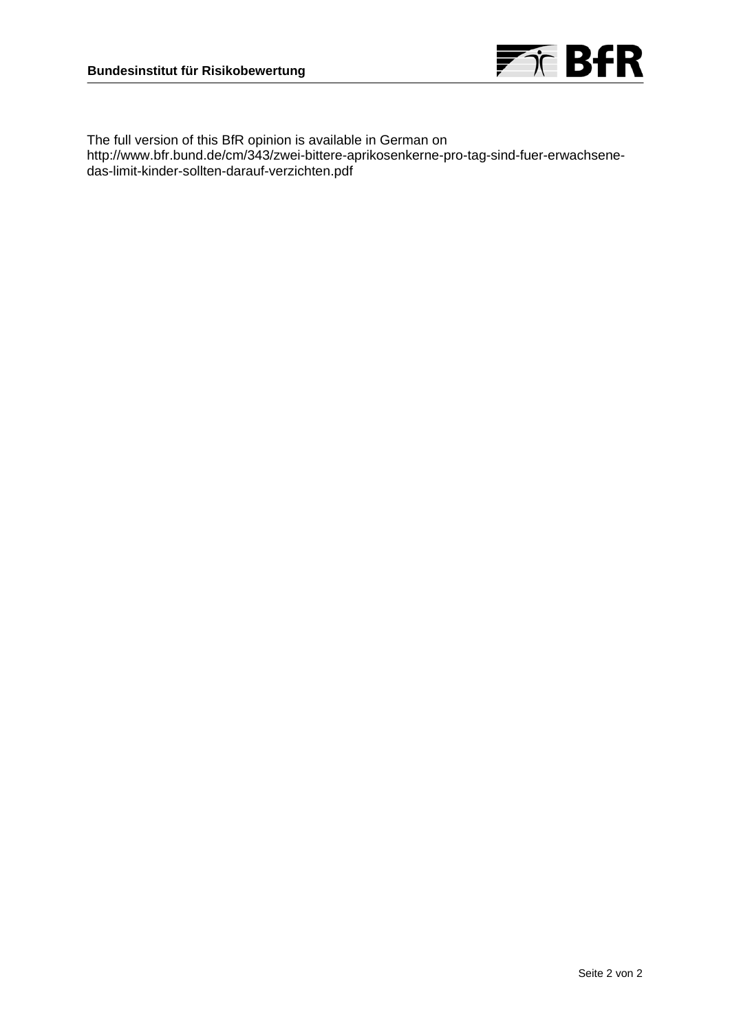The full version of this BfR opinion is available in German on
http://www.bfr.bund.de/cm/343/zwei-bittere-aprikosenkerne-pro-tag-sind-fuer-erwachsene-das-limit-kinder-sollten-darauf-verzichten.pdf